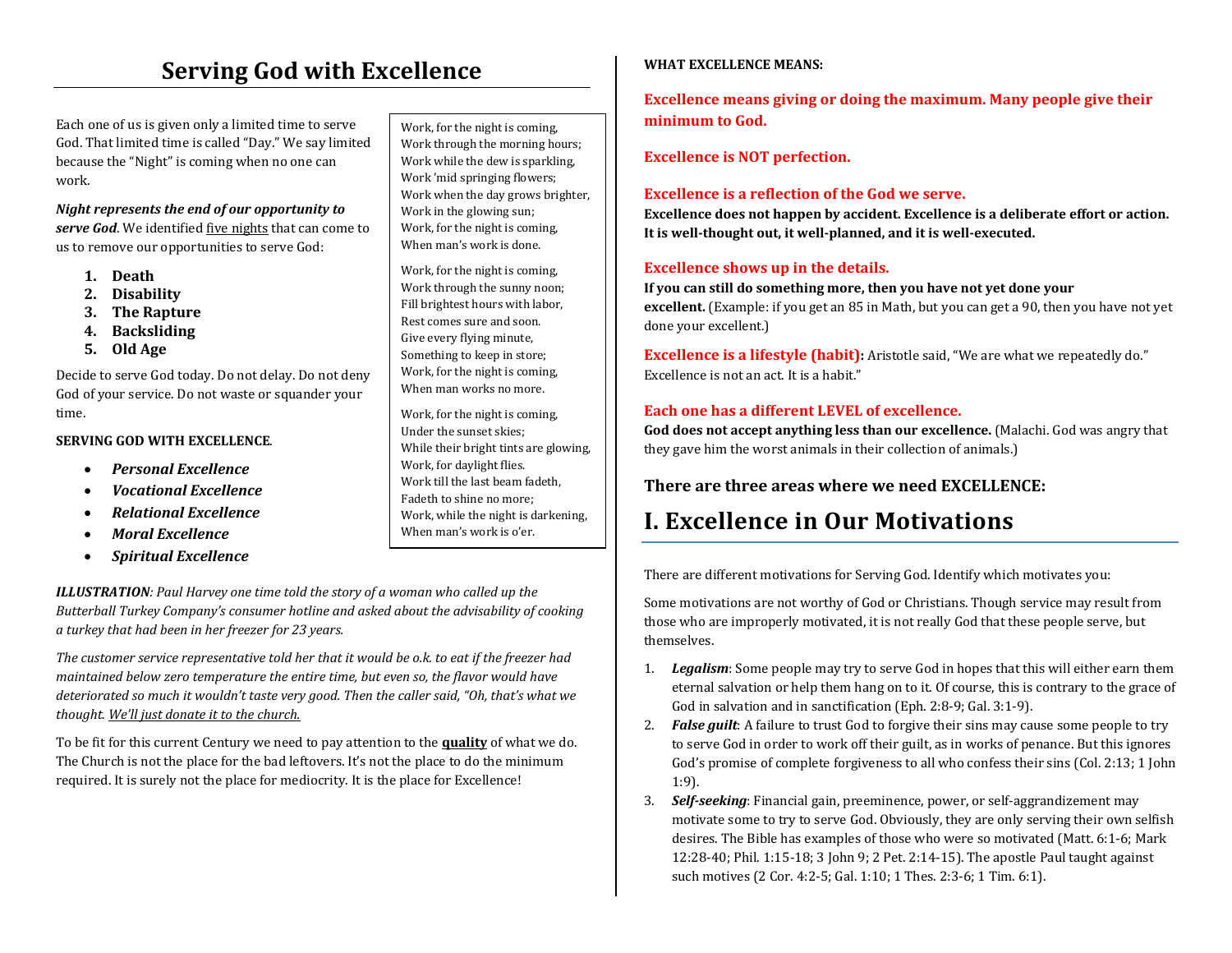# Serving God with Excellence

Each one of us is given only a limited time to serve God. That limited time is called "Day." We say limited because the "Night" is coming when no one can work.

***Night represents the end of our opportunity to serve God***. We identified five nights that can come to us to remove our opportunities to serve God:

1. **Death**
2. **Disability**
3. **The Rapture**
4. **Backsliding**
5. **Old Age**

Decide to serve God today. Do not delay. Do not deny God of your service. Do not waste or squander your time.

Work, for the night is coming,
Work through the morning hours;
Work while the dew is sparkling,
Work 'mid springing flowers;
Work when the day grows brighter,
Work in the glowing sun;
Work, for the night is coming,
When man's work is done.

Work, for the night is coming,
Work through the sunny noon;
Fill brightest hours with labor,
Rest comes sure and soon.
Give every flying minute,
Something to keep in store;
Work, for the night is coming,
When man works no more.

Work, for the night is coming,
Under the sunset skies;
While their bright tints are glowing,
Work, for daylight flies.
Work till the last beam fadeth,
Fadeth to shine no more;
Work, while the night is darkening,
When man's work is o'er.

**SERVING GOD WITH EXCELLENCE**.

- ***Personal Excellence***
- ***Vocational Excellence***
- ***Relational Excellence***
- ***Moral Excellence***
- ***Spiritual Excellence***

*ILLUSTRATION: Paul Harvey one time told the story of a woman who called up the Butterball Turkey Company's consumer hotline and asked about the advisability of cooking a turkey that had been in her freezer for 23 years.*

*The customer service representative told her that it would be o.k. to eat if the freezer had maintained below zero temperature the entire time, but even so, the flavor would have deteriorated so much it wouldn't taste very good. Then the caller said, "Oh, that's what we thought. We'll just donate it to the church.*

To be fit for this current Century we need to pay attention to the **quality** of what we do. The Church is not the place for the bad leftovers. It's not the place to do the minimum required. It is surely not the place for mediocrity. It is the place for Excellence!

**WHAT EXCELLENCE MEANS:**

**Excellence means giving or doing the maximum. Many people give their minimum to God.**

**Excellence is NOT perfection.**

**Excellence is a reflection of the God we serve.**
**Excellence does not happen by accident. Excellence is a deliberate effort or action. It is well-thought out, it well-planned, and it is well-executed.**

**Excellence shows up in the details.**
**If you can still do something more, then you have not yet done your excellent.** (Example: if you get an 85 in Math, but you can get a 90, then you have not yet done your excellent.)

**Excellence is a lifestyle (habit):** Aristotle said, "We are what we repeatedly do." Excellence is not an act. It is a habit."

**Each one has a different LEVEL of excellence.**
**God does not accept anything less than our excellence.** (Malachi. God was angry that they gave him the worst animals in their collection of animals.)

### There are three areas where we need EXCELLENCE:

## I. Excellence in Our Motivations

There are different motivations for Serving God. Identify which motivates you:

Some motivations are not worthy of God or Christians. Though service may result from those who are improperly motivated, it is not really God that these people serve, but themselves.

1. ***Legalism***: Some people may try to serve God in hopes that this will either earn them eternal salvation or help them hang on to it. Of course, this is contrary to the grace of God in salvation and in sanctification (Eph. 2:8-9; Gal. 3:1-9).
2. ***False guilt***: A failure to trust God to forgive their sins may cause some people to try to serve God in order to work off their guilt, as in works of penance. But this ignores God's promise of complete forgiveness to all who confess their sins (Col. 2:13; 1 John 1:9).
3. ***Self-seeking***: Financial gain, preeminence, power, or self-aggrandizement may motivate some to try to serve God. Obviously, they are only serving their own selfish desires. The Bible has examples of those who were so motivated (Matt. 6:1-6; Mark 12:28-40; Phil. 1:15-18; 3 John 9; 2 Pet. 2:14-15). The apostle Paul taught against such motives (2 Cor. 4:2-5; Gal. 1:10; 1 Thes. 2:3-6; 1 Tim. 6:1).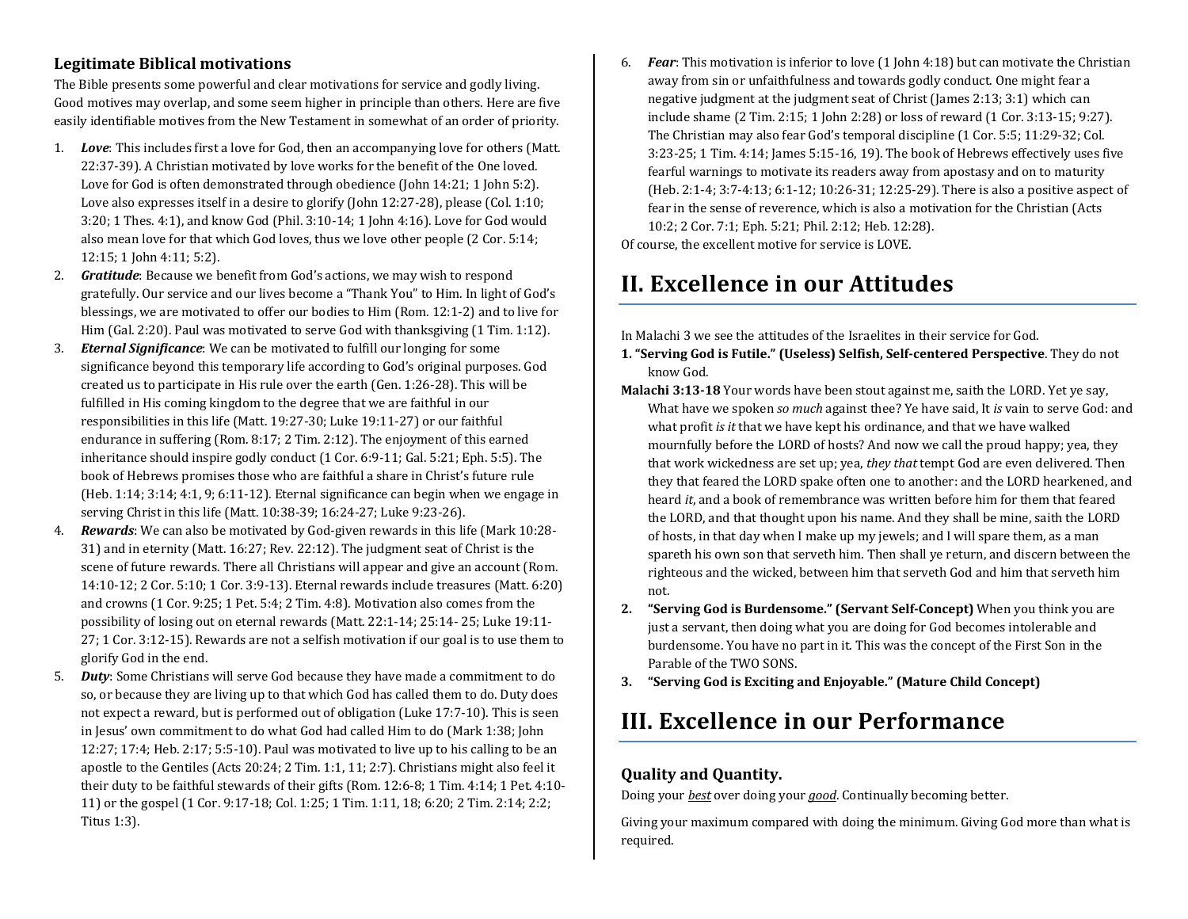### Legitimate Biblical motivations

The Bible presents some powerful and clear motivations for service and godly living. Good motives may overlap, and some seem higher in principle than others. Here are five easily identifiable motives from the New Testament in somewhat of an order of priority.

1. ***Love***: This includes first a love for God, then an accompanying love for others (Matt. 22:37-39). A Christian motivated by love works for the benefit of the One loved. Love for God is often demonstrated through obedience (John 14:21; 1 John 5:2). Love also expresses itself in a desire to glorify (John 12:27-28), please (Col. 1:10; 3:20; 1 Thes. 4:1), and know God (Phil. 3:10-14; 1 John 4:16). Love for God would also mean love for that which God loves, thus we love other people (2 Cor. 5:14; 12:15; 1 John 4:11; 5:2).
2. ***Gratitude***: Because we benefit from God's actions, we may wish to respond gratefully. Our service and our lives become a "Thank You" to Him. In light of God's blessings, we are motivated to offer our bodies to Him (Rom. 12:1-2) and to live for Him (Gal. 2:20). Paul was motivated to serve God with thanksgiving (1 Tim. 1:12).
3. ***Eternal Significance***: We can be motivated to fulfill our longing for some significance beyond this temporary life according to God's original purposes. God created us to participate in His rule over the earth (Gen. 1:26-28). This will be fulfilled in His coming kingdom to the degree that we are faithful in our responsibilities in this life (Matt. 19:27-30; Luke 19:11-27) or our faithful endurance in suffering (Rom. 8:17; 2 Tim. 2:12). The enjoyment of this earned inheritance should inspire godly conduct (1 Cor. 6:9-11; Gal. 5:21; Eph. 5:5). The book of Hebrews promises those who are faithful a share in Christ's future rule (Heb. 1:14; 3:14; 4:1, 9; 6:11-12). Eternal significance can begin when we engage in serving Christ in this life (Matt. 10:38-39; 16:24-27; Luke 9:23-26).
4. ***Rewards***: We can also be motivated by God-given rewards in this life (Mark 10:28-31) and in eternity (Matt. 16:27; Rev. 22:12). The judgment seat of Christ is the scene of future rewards. There all Christians will appear and give an account (Rom. 14:10-12; 2 Cor. 5:10; 1 Cor. 3:9-13). Eternal rewards include treasures (Matt. 6:20) and crowns (1 Cor. 9:25; 1 Pet. 5:4; 2 Tim. 4:8). Motivation also comes from the possibility of losing out on eternal rewards (Matt. 22:1-14; 25:14- 25; Luke 19:11-27; 1 Cor. 3:12-15). Rewards are not a selfish motivation if our goal is to use them to glorify God in the end.
5. ***Duty***: Some Christians will serve God because they have made a commitment to do so, or because they are living up to that which God has called them to do. Duty does not expect a reward, but is performed out of obligation (Luke 17:7-10). This is seen in Jesus' own commitment to do what God had called Him to do (Mark 1:38; John 12:27; 17:4; Heb. 2:17; 5:5-10). Paul was motivated to live up to his calling to be an apostle to the Gentiles (Acts 20:24; 2 Tim. 1:1, 11; 2:7). Christians might also feel it their duty to be faithful stewards of their gifts (Rom. 12:6-8; 1 Tim. 4:14; 1 Pet. 4:10-11) or the gospel (1 Cor. 9:17-18; Col. 1:25; 1 Tim. 1:11, 18; 6:20; 2 Tim. 2:14; 2:2; Titus 1:3).
6. ***Fear***: This motivation is inferior to love (1 John 4:18) but can motivate the Christian away from sin or unfaithfulness and towards godly conduct. One might fear a negative judgment at the judgment seat of Christ (James 2:13; 3:1) which can include shame (2 Tim. 2:15; 1 John 2:28) or loss of reward (1 Cor. 3:13-15; 9:27). The Christian may also fear God's temporal discipline (1 Cor. 5:5; 11:29-32; Col. 3:23-25; 1 Tim. 4:14; James 5:15-16, 19). The book of Hebrews effectively uses five fearful warnings to motivate its readers away from apostasy and on to maturity (Heb. 2:1-4; 3:7-4:13; 6:1-12; 10:26-31; 12:25-29). There is also a positive aspect of fear in the sense of reverence, which is also a motivation for the Christian (Acts 10:2; 2 Cor. 7:1; Eph. 5:21; Phil. 2:12; Heb. 12:28).

Of course, the excellent motive for service is LOVE.

# II. Excellence in our Attitudes

In Malachi 3 we see the attitudes of the Israelites in their service for God.

**1. "Serving God is Futile." (Useless) Selfish, Self-centered Perspective**. They do not know God.

**Malachi 3:13-18** Your words have been stout against me, saith the LORD. Yet ye say, What have we spoken *so much* against thee? Ye have said, It *is* vain to serve God: and what profit *is it* that we have kept his ordinance, and that we have walked mournfully before the LORD of hosts? And now we call the proud happy; yea, they that work wickedness are set up; yea, *they that* tempt God are even delivered. Then they that feared the LORD spake often one to another: and the LORD hearkened, and heard *it*, and a book of remembrance was written before him for them that feared the LORD, and that thought upon his name. And they shall be mine, saith the LORD of hosts, in that day when I make up my jewels; and I will spare them, as a man spareth his own son that serveth him. Then shall ye return, and discern between the righteous and the wicked, between him that serveth God and him that serveth him not.

2. **"Serving God is Burdensome." (Servant Self-Concept)** When you think you are just a servant, then doing what you are doing for God becomes intolerable and burdensome. You have no part in it. This was the concept of the First Son in the Parable of the TWO SONS.
3. **"Serving God is Exciting and Enjoyable." (Mature Child Concept)**

# III. Excellence in our Performance

### Quality and Quantity.

Doing your ***best*** over doing your ***good***. Continually becoming better.

Giving your maximum compared with doing the minimum. Giving God more than what is required.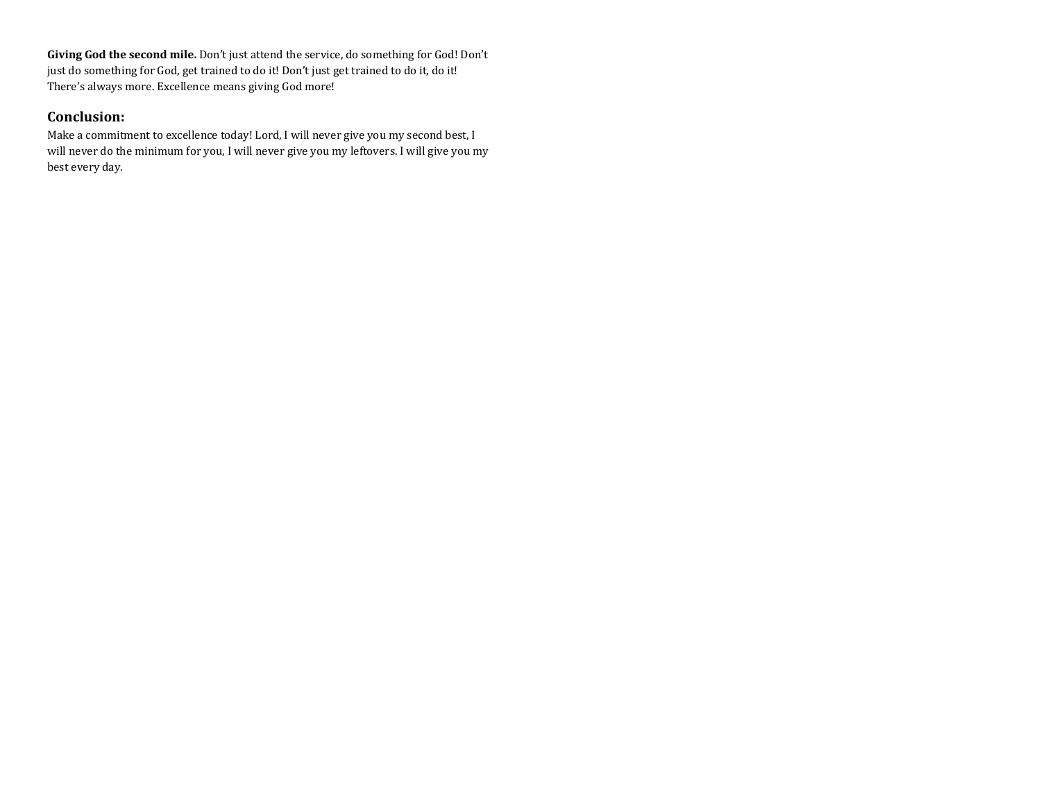**Giving God the second mile.** Don't just attend the service, do something for God! Don't just do something for God, get trained to do it! Don't just get trained to do it, do it! There's always more. Excellence means giving God more!

## Conclusion:

Make a commitment to excellence today! Lord, I will never give you my second best, I will never do the minimum for you, I will never give you my leftovers. I will give you my best every day.